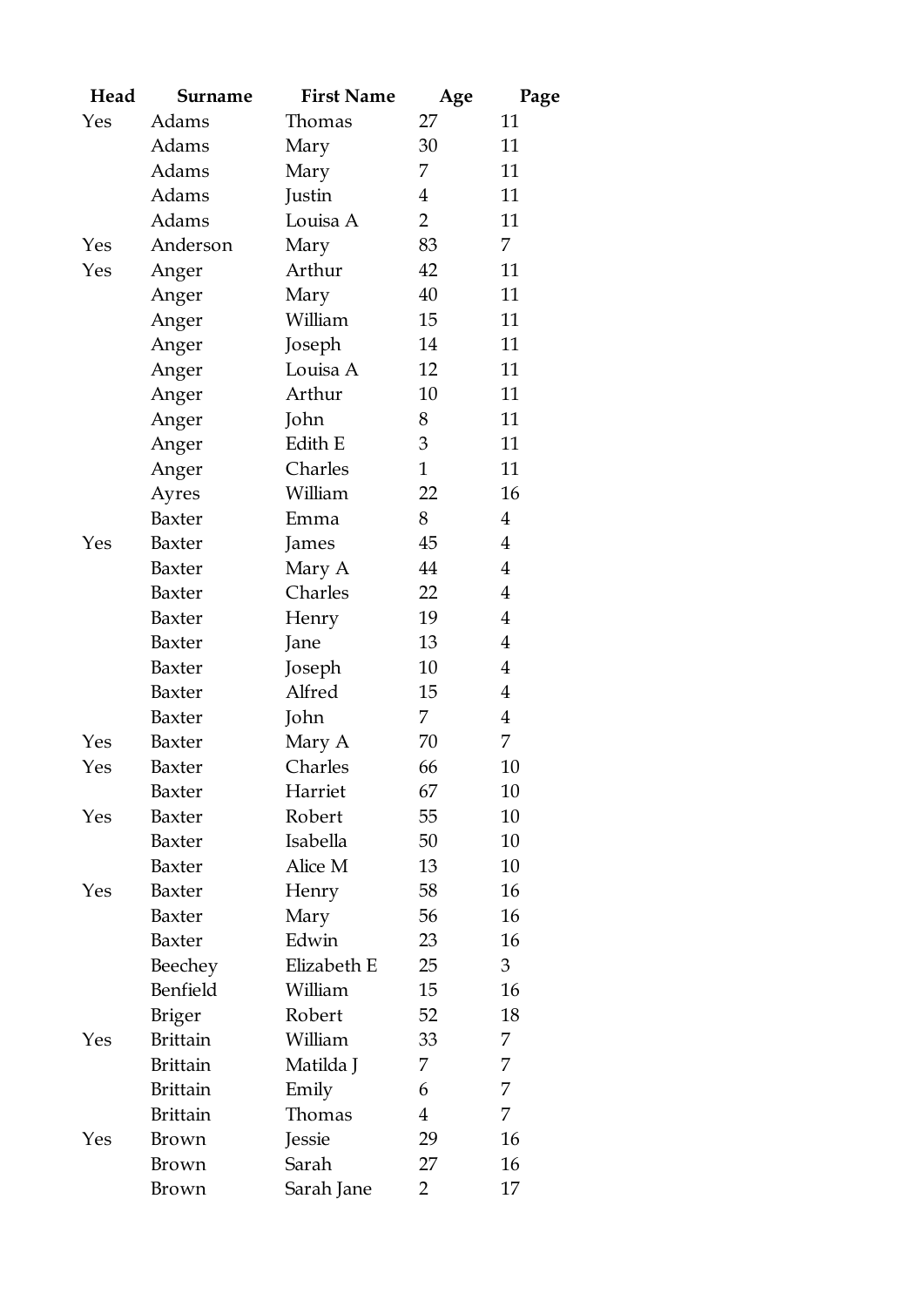| Head | Surname | First Name | Age | Page |
|---|---|---|---|---|
| Yes | Adams | Thomas | 27 | 11 |
| | Adams | Mary | 30 | 11 |
| | Adams | Mary | 7 | 11 |
| | Adams | Justin | 4 | 11 |
| | Adams | Louisa A | 2 | 11 |
| Yes | Anderson | Mary | 83 | 7 |
| Yes | Anger | Arthur | 42 | 11 |
| | Anger | Mary | 40 | 11 |
| | Anger | William | 15 | 11 |
| | Anger | Joseph | 14 | 11 |
| | Anger | Louisa A | 12 | 11 |
| | Anger | Arthur | 10 | 11 |
| | Anger | John | 8 | 11 |
| | Anger | Edith E | 3 | 11 |
| | Anger | Charles | 1 | 11 |
| | Ayres | William | 22 | 16 |
| | Baxter | Emma | 8 | 4 |
| Yes | Baxter | James | 45 | 4 |
| | Baxter | Mary A | 44 | 4 |
| | Baxter | Charles | 22 | 4 |
| | Baxter | Henry | 19 | 4 |
| | Baxter | Jane | 13 | 4 |
| | Baxter | Joseph | 10 | 4 |
| | Baxter | Alfred | 15 | 4 |
| | Baxter | John | 7 | 4 |
| Yes | Baxter | Mary A | 70 | 7 |
| Yes | Baxter | Charles | 66 | 10 |
| | Baxter | Harriet | 67 | 10 |
| Yes | Baxter | Robert | 55 | 10 |
| | Baxter | Isabella | 50 | 10 |
| | Baxter | Alice M | 13 | 10 |
| Yes | Baxter | Henry | 58 | 16 |
| | Baxter | Mary | 56 | 16 |
| | Baxter | Edwin | 23 | 16 |
| | Beechey | Elizabeth E | 25 | 3 |
| | Benfield | William | 15 | 16 |
| | Briger | Robert | 52 | 18 |
| Yes | Brittain | William | 33 | 7 |
| | Brittain | Matilda J | 7 | 7 |
| | Brittain | Emily | 6 | 7 |
| | Brittain | Thomas | 4 | 7 |
| Yes | Brown | Jessie | 29 | 16 |
| | Brown | Sarah | 27 | 16 |
| | Brown | Sarah Jane | 2 | 17 |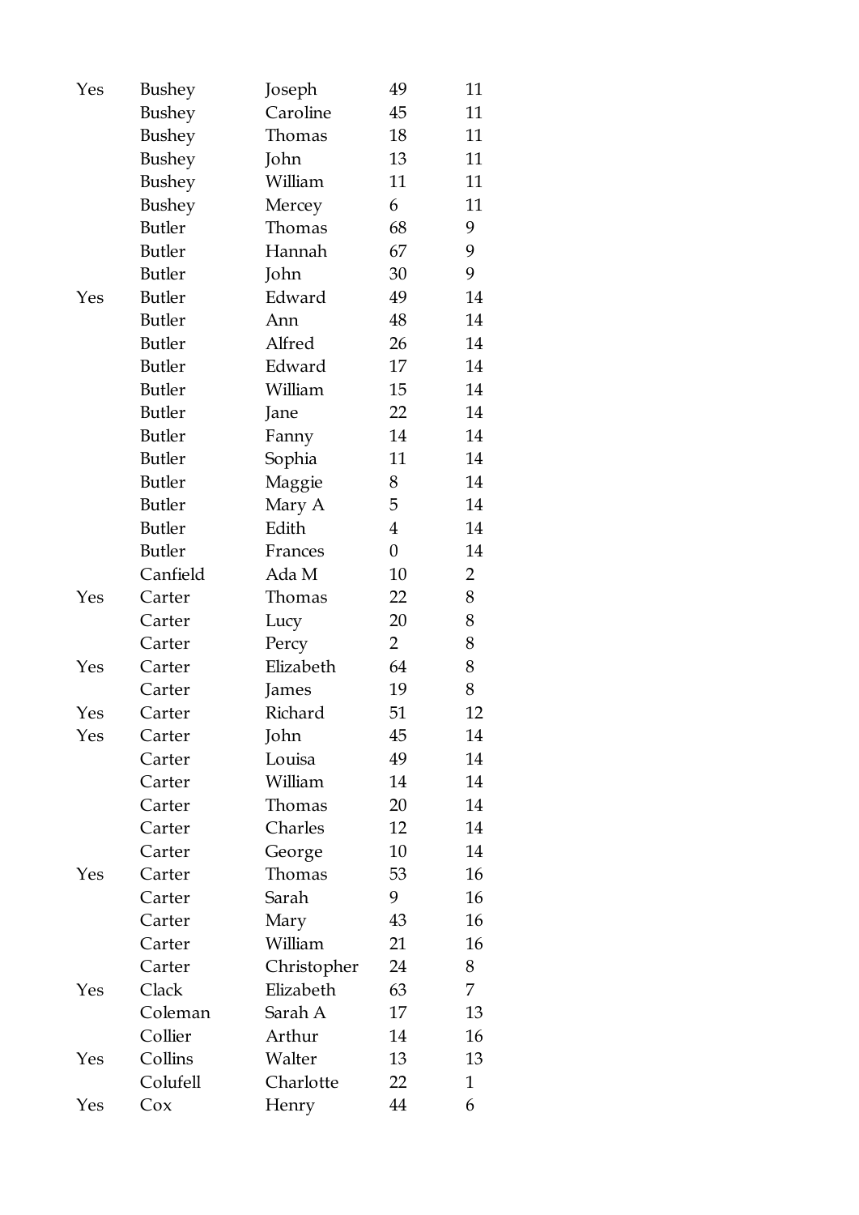| | | | | |
|---|---|---|---|---|
| Yes | Bushey | Joseph | 49 | 11 |
| | Bushey | Caroline | 45 | 11 |
| | Bushey | Thomas | 18 | 11 |
| | Bushey | John | 13 | 11 |
| | Bushey | William | 11 | 11 |
| | Bushey | Mercey | 6 | 11 |
| | Butler | Thomas | 68 | 9 |
| | Butler | Hannah | 67 | 9 |
| | Butler | John | 30 | 9 |
| Yes | Butler | Edward | 49 | 14 |
| | Butler | Ann | 48 | 14 |
| | Butler | Alfred | 26 | 14 |
| | Butler | Edward | 17 | 14 |
| | Butler | William | 15 | 14 |
| | Butler | Jane | 22 | 14 |
| | Butler | Fanny | 14 | 14 |
| | Butler | Sophia | 11 | 14 |
| | Butler | Maggie | 8 | 14 |
| | Butler | Mary A | 5 | 14 |
| | Butler | Edith | 4 | 14 |
| | Butler | Frances | 0 | 14 |
| | Canfield | Ada M | 10 | 2 |
| Yes | Carter | Thomas | 22 | 8 |
| | Carter | Lucy | 20 | 8 |
| | Carter | Percy | 2 | 8 |
| Yes | Carter | Elizabeth | 64 | 8 |
| | Carter | James | 19 | 8 |
| Yes | Carter | Richard | 51 | 12 |
| Yes | Carter | John | 45 | 14 |
| | Carter | Louisa | 49 | 14 |
| | Carter | William | 14 | 14 |
| | Carter | Thomas | 20 | 14 |
| | Carter | Charles | 12 | 14 |
| | Carter | George | 10 | 14 |
| Yes | Carter | Thomas | 53 | 16 |
| | Carter | Sarah | 9 | 16 |
| | Carter | Mary | 43 | 16 |
| | Carter | William | 21 | 16 |
| | Carter | Christopher | 24 | 8 |
| Yes | Clack | Elizabeth | 63 | 7 |
| | Coleman | Sarah A | 17 | 13 |
| | Collier | Arthur | 14 | 16 |
| Yes | Collins | Walter | 13 | 13 |
| | Colufell | Charlotte | 22 | 1 |
| Yes | Cox | Henry | 44 | 6 |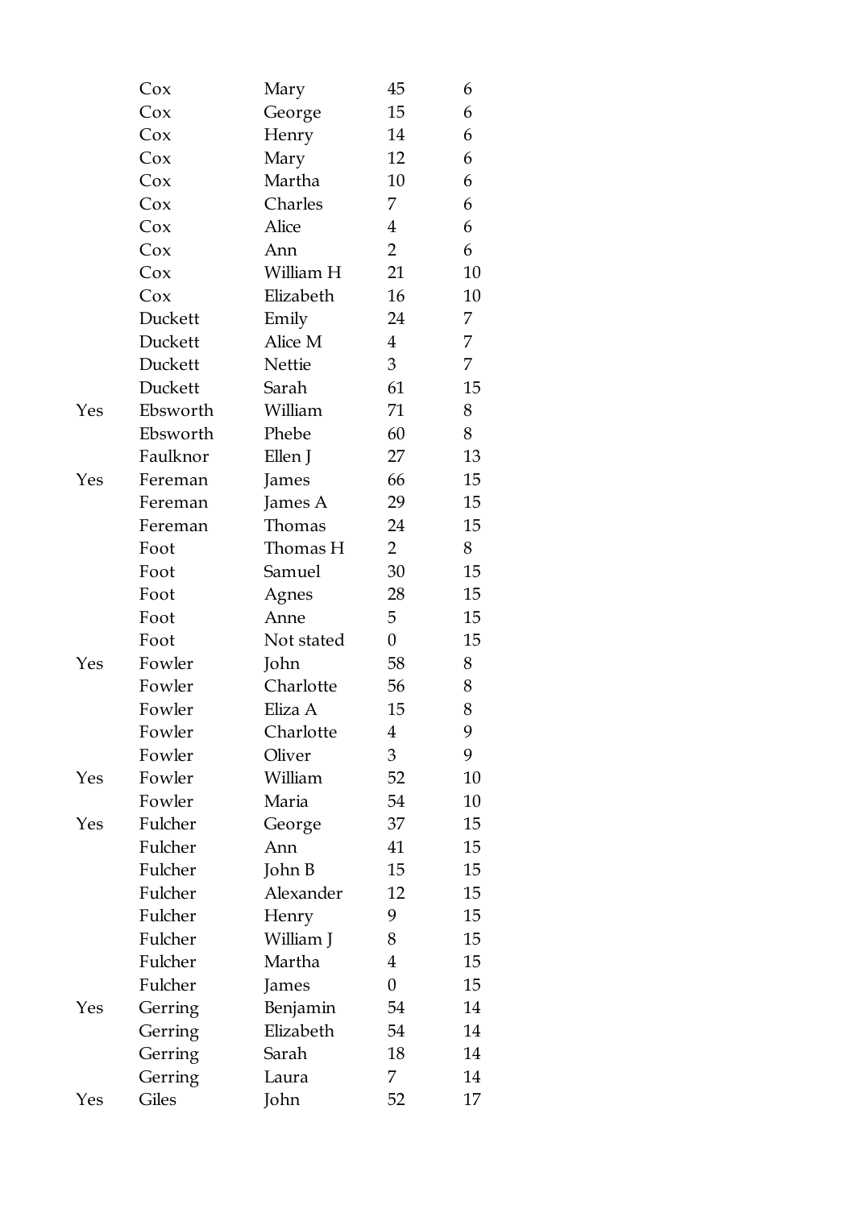| | | | | |
|---|---|---|---|---|
| | Cox | Mary | 45 | 6 |
| | Cox | George | 15 | 6 |
| | Cox | Henry | 14 | 6 |
| | Cox | Mary | 12 | 6 |
| | Cox | Martha | 10 | 6 |
| | Cox | Charles | 7 | 6 |
| | Cox | Alice | 4 | 6 |
| | Cox | Ann | 2 | 6 |
| | Cox | William H | 21 | 10 |
| | Cox | Elizabeth | 16 | 10 |
| | Duckett | Emily | 24 | 7 |
| | Duckett | Alice M | 4 | 7 |
| | Duckett | Nettie | 3 | 7 |
| | Duckett | Sarah | 61 | 15 |
| Yes | Ebsworth | William | 71 | 8 |
| | Ebsworth | Phebe | 60 | 8 |
| | Faulknor | Ellen J | 27 | 13 |
| Yes | Fereman | James | 66 | 15 |
| | Fereman | James A | 29 | 15 |
| | Fereman | Thomas | 24 | 15 |
| | Foot | Thomas H | 2 | 8 |
| | Foot | Samuel | 30 | 15 |
| | Foot | Agnes | 28 | 15 |
| | Foot | Anne | 5 | 15 |
| | Foot | Not stated | 0 | 15 |
| Yes | Fowler | John | 58 | 8 |
| | Fowler | Charlotte | 56 | 8 |
| | Fowler | Eliza A | 15 | 8 |
| | Fowler | Charlotte | 4 | 9 |
| | Fowler | Oliver | 3 | 9 |
| Yes | Fowler | William | 52 | 10 |
| | Fowler | Maria | 54 | 10 |
| Yes | Fulcher | George | 37 | 15 |
| | Fulcher | Ann | 41 | 15 |
| | Fulcher | John B | 15 | 15 |
| | Fulcher | Alexander | 12 | 15 |
| | Fulcher | Henry | 9 | 15 |
| | Fulcher | William J | 8 | 15 |
| | Fulcher | Martha | 4 | 15 |
| | Fulcher | James | 0 | 15 |
| Yes | Gerring | Benjamin | 54 | 14 |
| | Gerring | Elizabeth | 54 | 14 |
| | Gerring | Sarah | 18 | 14 |
| | Gerring | Laura | 7 | 14 |
| Yes | Giles | John | 52 | 17 |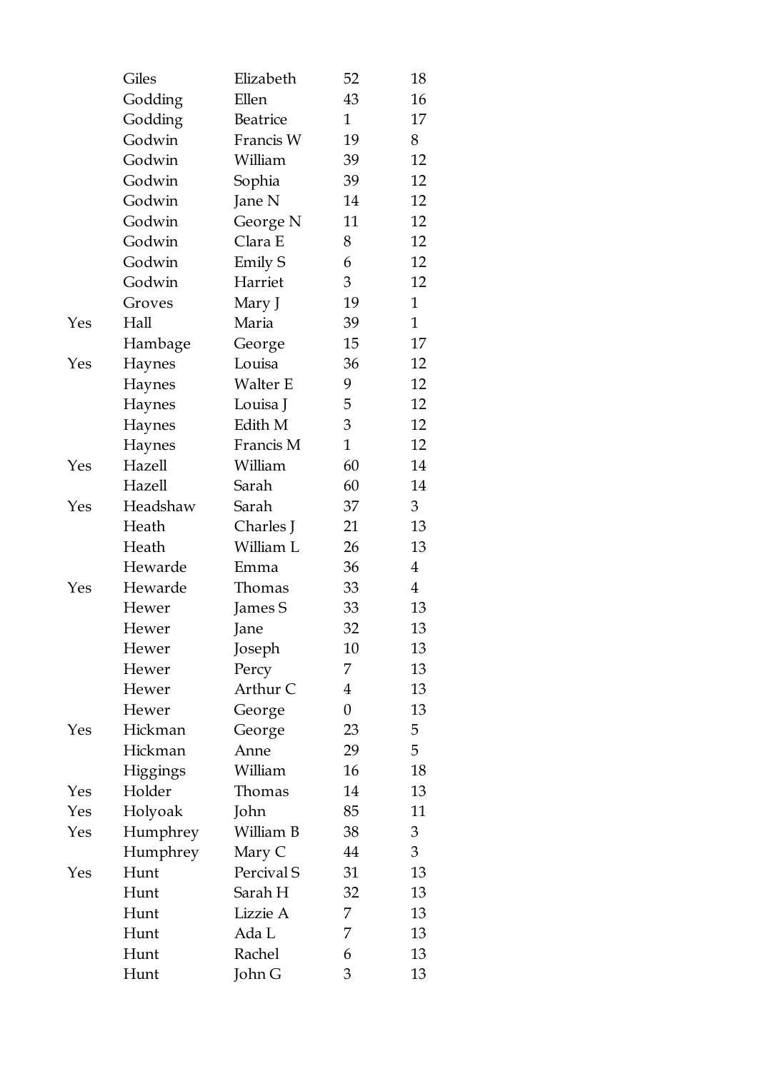| | | | | |
|---|---|---|---|---|
| | Giles | Elizabeth | 52 | 18 |
| | Godding | Ellen | 43 | 16 |
| | Godding | Beatrice | 1 | 17 |
| | Godwin | Francis W | 19 | 8 |
| | Godwin | William | 39 | 12 |
| | Godwin | Sophia | 39 | 12 |
| | Godwin | Jane N | 14 | 12 |
| | Godwin | George N | 11 | 12 |
| | Godwin | Clara E | 8 | 12 |
| | Godwin | Emily S | 6 | 12 |
| | Godwin | Harriet | 3 | 12 |
| | Groves | Mary J | 19 | 1 |
| Yes | Hall | Maria | 39 | 1 |
| | Hambage | George | 15 | 17 |
| Yes | Haynes | Louisa | 36 | 12 |
| | Haynes | Walter E | 9 | 12 |
| | Haynes | Louisa J | 5 | 12 |
| | Haynes | Edith M | 3 | 12 |
| | Haynes | Francis M | 1 | 12 |
| Yes | Hazell | William | 60 | 14 |
| | Hazell | Sarah | 60 | 14 |
| Yes | Headshaw | Sarah | 37 | 3 |
| | Heath | Charles J | 21 | 13 |
| | Heath | William L | 26 | 13 |
| | Hewarde | Emma | 36 | 4 |
| Yes | Hewarde | Thomas | 33 | 4 |
| | Hewer | James S | 33 | 13 |
| | Hewer | Jane | 32 | 13 |
| | Hewer | Joseph | 10 | 13 |
| | Hewer | Percy | 7 | 13 |
| | Hewer | Arthur C | 4 | 13 |
| | Hewer | George | 0 | 13 |
| Yes | Hickman | George | 23 | 5 |
| | Hickman | Anne | 29 | 5 |
| | Higgings | William | 16 | 18 |
| Yes | Holder | Thomas | 14 | 13 |
| Yes | Holyoak | John | 85 | 11 |
| Yes | Humphrey | William B | 38 | 3 |
| | Humphrey | Mary C | 44 | 3 |
| Yes | Hunt | Percival S | 31 | 13 |
| | Hunt | Sarah H | 32 | 13 |
| | Hunt | Lizzie A | 7 | 13 |
| | Hunt | Ada L | 7 | 13 |
| | Hunt | Rachel | 6 | 13 |
| | Hunt | John G | 3 | 13 |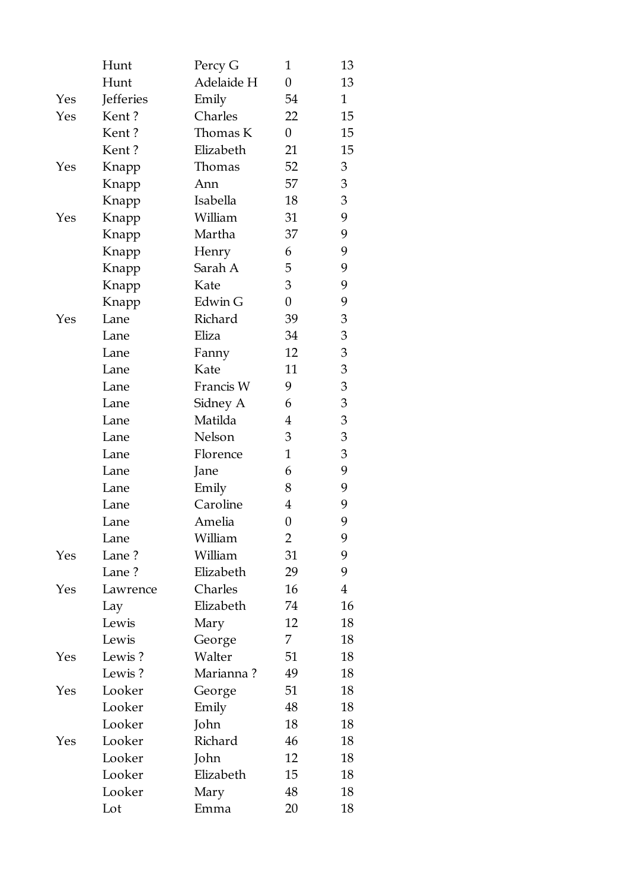| | | | | |
|---|---|---|---|---|
| | Hunt | Percy G | 1 | 13 |
| | Hunt | Adelaide H | 0 | 13 |
| Yes | Jefferies | Emily | 54 | 1 |
| Yes | Kent ? | Charles | 22 | 15 |
| | Kent ? | Thomas K | 0 | 15 |
| | Kent ? | Elizabeth | 21 | 15 |
| Yes | Knapp | Thomas | 52 | 3 |
| | Knapp | Ann | 57 | 3 |
| | Knapp | Isabella | 18 | 3 |
| Yes | Knapp | William | 31 | 9 |
| | Knapp | Martha | 37 | 9 |
| | Knapp | Henry | 6 | 9 |
| | Knapp | Sarah A | 5 | 9 |
| | Knapp | Kate | 3 | 9 |
| | Knapp | Edwin G | 0 | 9 |
| Yes | Lane | Richard | 39 | 3 |
| | Lane | Eliza | 34 | 3 |
| | Lane | Fanny | 12 | 3 |
| | Lane | Kate | 11 | 3 |
| | Lane | Francis W | 9 | 3 |
| | Lane | Sidney A | 6 | 3 |
| | Lane | Matilda | 4 | 3 |
| | Lane | Nelson | 3 | 3 |
| | Lane | Florence | 1 | 3 |
| | Lane | Jane | 6 | 9 |
| | Lane | Emily | 8 | 9 |
| | Lane | Caroline | 4 | 9 |
| | Lane | Amelia | 0 | 9 |
| | Lane | William | 2 | 9 |
| Yes | Lane ? | William | 31 | 9 |
| | Lane ? | Elizabeth | 29 | 9 |
| Yes | Lawrence | Charles | 16 | 4 |
| | Lay | Elizabeth | 74 | 16 |
| | Lewis | Mary | 12 | 18 |
| | Lewis | George | 7 | 18 |
| Yes | Lewis ? | Walter | 51 | 18 |
| | Lewis ? | Marianna ? | 49 | 18 |
| Yes | Looker | George | 51 | 18 |
| | Looker | Emily | 48 | 18 |
| | Looker | John | 18 | 18 |
| Yes | Looker | Richard | 46 | 18 |
| | Looker | John | 12 | 18 |
| | Looker | Elizabeth | 15 | 18 |
| | Looker | Mary | 48 | 18 |
| | Lot | Emma | 20 | 18 |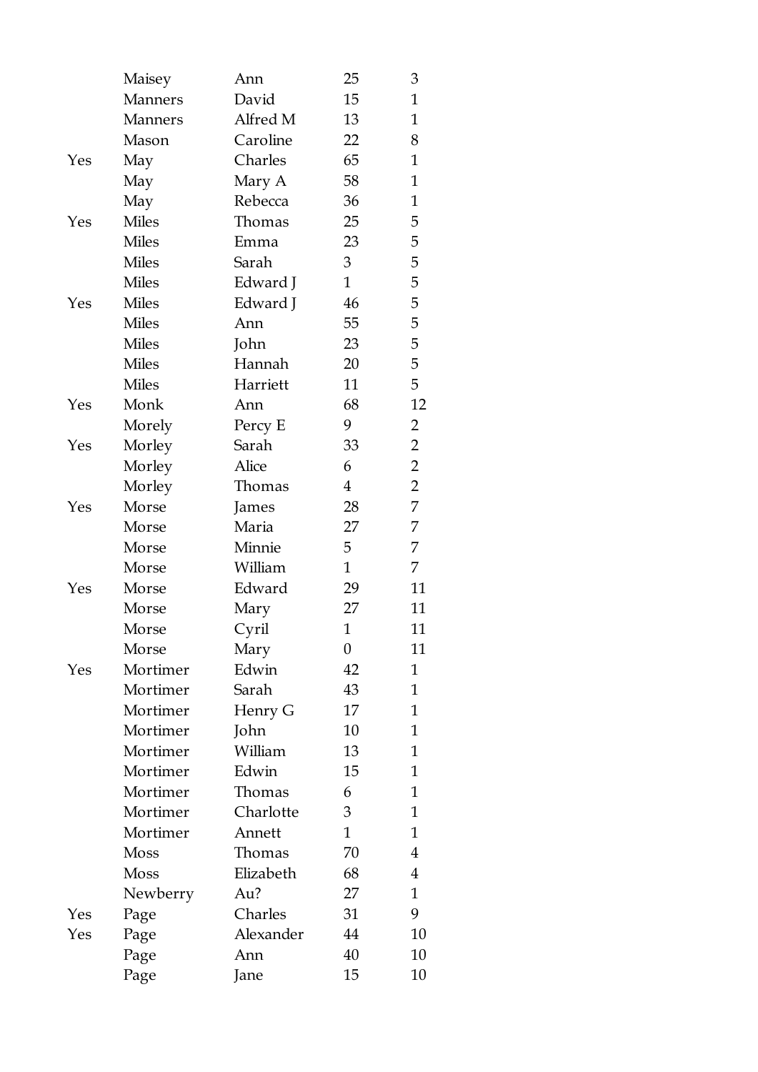| | | | | |
|---|---|---|---|---|
| | Maisey | Ann | 25 | 3 |
| | Manners | David | 15 | 1 |
| | Manners | Alfred M | 13 | 1 |
| | Mason | Caroline | 22 | 8 |
| Yes | May | Charles | 65 | 1 |
| | May | Mary A | 58 | 1 |
| | May | Rebecca | 36 | 1 |
| Yes | Miles | Thomas | 25 | 5 |
| | Miles | Emma | 23 | 5 |
| | Miles | Sarah | 3 | 5 |
| | Miles | Edward J | 1 | 5 |
| Yes | Miles | Edward J | 46 | 5 |
| | Miles | Ann | 55 | 5 |
| | Miles | John | 23 | 5 |
| | Miles | Hannah | 20 | 5 |
| | Miles | Harriett | 11 | 5 |
| Yes | Monk | Ann | 68 | 12 |
| | Morely | Percy E | 9 | 2 |
| Yes | Morley | Sarah | 33 | 2 |
| | Morley | Alice | 6 | 2 |
| | Morley | Thomas | 4 | 2 |
| Yes | Morse | James | 28 | 7 |
| | Morse | Maria | 27 | 7 |
| | Morse | Minnie | 5 | 7 |
| | Morse | William | 1 | 7 |
| Yes | Morse | Edward | 29 | 11 |
| | Morse | Mary | 27 | 11 |
| | Morse | Cyril | 1 | 11 |
| | Morse | Mary | 0 | 11 |
| Yes | Mortimer | Edwin | 42 | 1 |
| | Mortimer | Sarah | 43 | 1 |
| | Mortimer | Henry G | 17 | 1 |
| | Mortimer | John | 10 | 1 |
| | Mortimer | William | 13 | 1 |
| | Mortimer | Edwin | 15 | 1 |
| | Mortimer | Thomas | 6 | 1 |
| | Mortimer | Charlotte | 3 | 1 |
| | Mortimer | Annett | 1 | 1 |
| | Moss | Thomas | 70 | 4 |
| | Moss | Elizabeth | 68 | 4 |
| | Newberry | Au? | 27 | 1 |
| Yes | Page | Charles | 31 | 9 |
| Yes | Page | Alexander | 44 | 10 |
| | Page | Ann | 40 | 10 |
| | Page | Jane | 15 | 10 |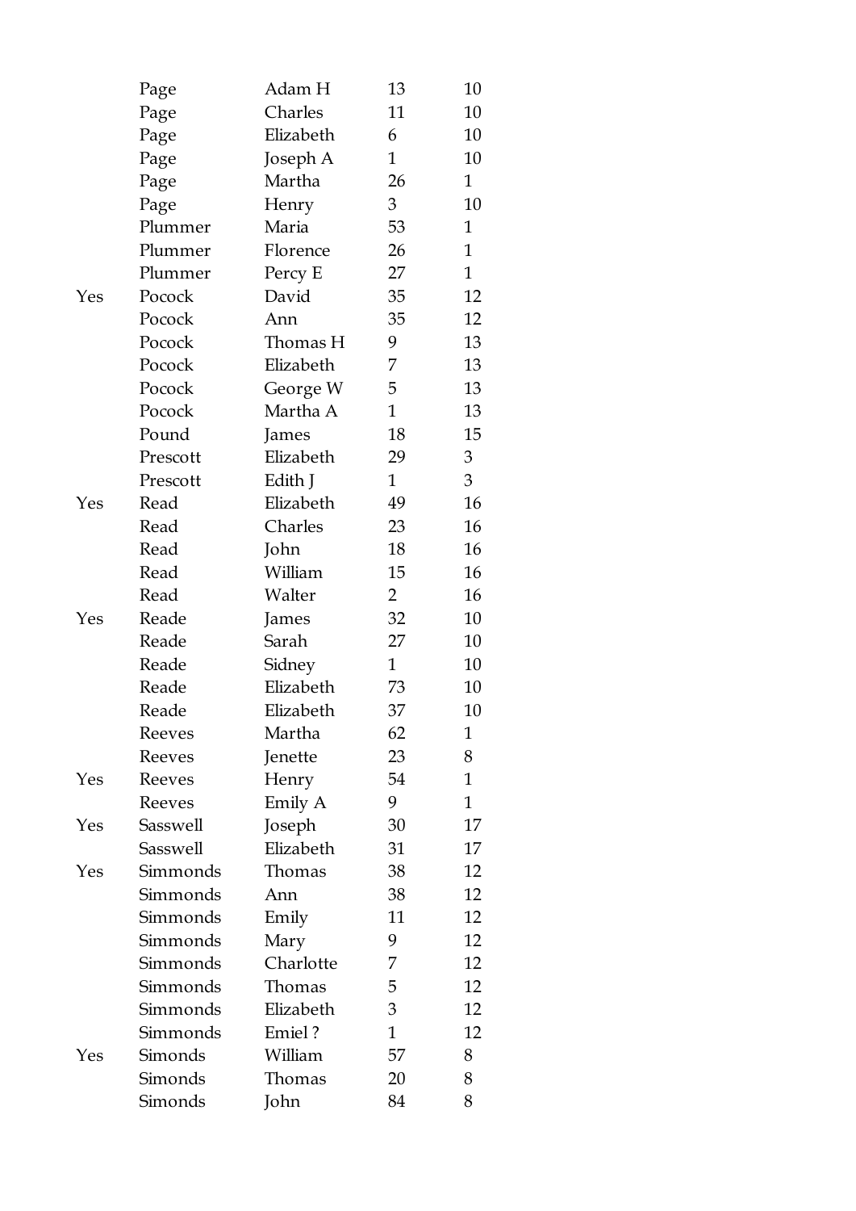| | | | | |
|---|---|---|---|---|
| | Page | Adam H | 13 | 10 |
| | Page | Charles | 11 | 10 |
| | Page | Elizabeth | 6 | 10 |
| | Page | Joseph A | 1 | 10 |
| | Page | Martha | 26 | 1 |
| | Page | Henry | 3 | 10 |
| | Plummer | Maria | 53 | 1 |
| | Plummer | Florence | 26 | 1 |
| | Plummer | Percy E | 27 | 1 |
| Yes | Pocock | David | 35 | 12 |
| | Pocock | Ann | 35 | 12 |
| | Pocock | Thomas H | 9 | 13 |
| | Pocock | Elizabeth | 7 | 13 |
| | Pocock | George W | 5 | 13 |
| | Pocock | Martha A | 1 | 13 |
| | Pound | James | 18 | 15 |
| | Prescott | Elizabeth | 29 | 3 |
| | Prescott | Edith J | 1 | 3 |
| Yes | Read | Elizabeth | 49 | 16 |
| | Read | Charles | 23 | 16 |
| | Read | John | 18 | 16 |
| | Read | William | 15 | 16 |
| | Read | Walter | 2 | 16 |
| Yes | Reade | James | 32 | 10 |
| | Reade | Sarah | 27 | 10 |
| | Reade | Sidney | 1 | 10 |
| | Reade | Elizabeth | 73 | 10 |
| | Reade | Elizabeth | 37 | 10 |
| | Reeves | Martha | 62 | 1 |
| | Reeves | Jenette | 23 | 8 |
| Yes | Reeves | Henry | 54 | 1 |
| | Reeves | Emily A | 9 | 1 |
| Yes | Sasswell | Joseph | 30 | 17 |
| | Sasswell | Elizabeth | 31 | 17 |
| Yes | Simmonds | Thomas | 38 | 12 |
| | Simmonds | Ann | 38 | 12 |
| | Simmonds | Emily | 11 | 12 |
| | Simmonds | Mary | 9 | 12 |
| | Simmonds | Charlotte | 7 | 12 |
| | Simmonds | Thomas | 5 | 12 |
| | Simmonds | Elizabeth | 3 | 12 |
| | Simmonds | Emiel ? | 1 | 12 |
| Yes | Simonds | William | 57 | 8 |
| | Simonds | Thomas | 20 | 8 |
| | Simonds | John | 84 | 8 |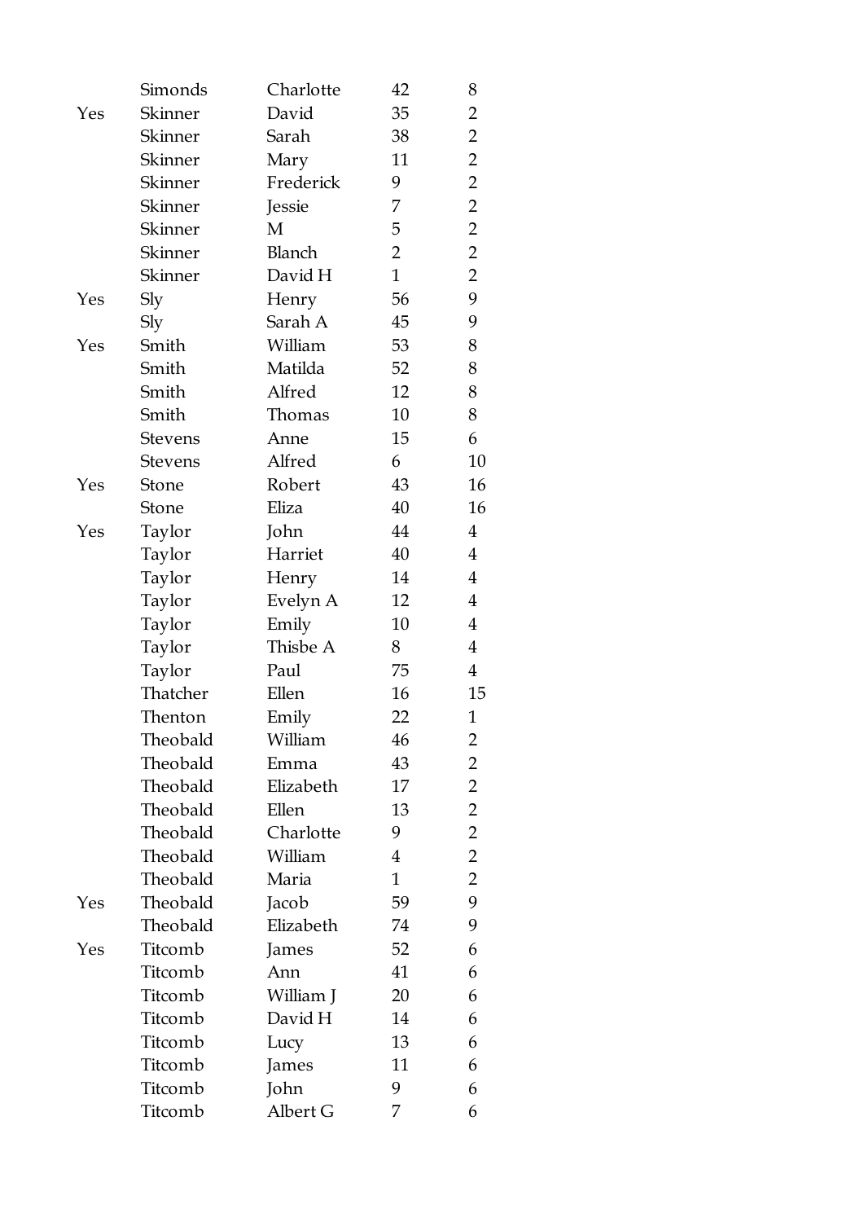| | | | | |
|---|---|---|---|---|
| | Simonds | Charlotte | 42 | 8 |
| Yes | Skinner | David | 35 | 2 |
| | Skinner | Sarah | 38 | 2 |
| | Skinner | Mary | 11 | 2 |
| | Skinner | Frederick | 9 | 2 |
| | Skinner | Jessie | 7 | 2 |
| | Skinner | M | 5 | 2 |
| | Skinner | Blanch | 2 | 2 |
| | Skinner | David H | 1 | 2 |
| Yes | Sly | Henry | 56 | 9 |
| | Sly | Sarah A | 45 | 9 |
| Yes | Smith | William | 53 | 8 |
| | Smith | Matilda | 52 | 8 |
| | Smith | Alfred | 12 | 8 |
| | Smith | Thomas | 10 | 8 |
| | Stevens | Anne | 15 | 6 |
| | Stevens | Alfred | 6 | 10 |
| Yes | Stone | Robert | 43 | 16 |
| | Stone | Eliza | 40 | 16 |
| Yes | Taylor | John | 44 | 4 |
| | Taylor | Harriet | 40 | 4 |
| | Taylor | Henry | 14 | 4 |
| | Taylor | Evelyn A | 12 | 4 |
| | Taylor | Emily | 10 | 4 |
| | Taylor | Thisbe A | 8 | 4 |
| | Taylor | Paul | 75 | 4 |
| | Thatcher | Ellen | 16 | 15 |
| | Thenton | Emily | 22 | 1 |
| | Theobald | William | 46 | 2 |
| | Theobald | Emma | 43 | 2 |
| | Theobald | Elizabeth | 17 | 2 |
| | Theobald | Ellen | 13 | 2 |
| | Theobald | Charlotte | 9 | 2 |
| | Theobald | William | 4 | 2 |
| | Theobald | Maria | 1 | 2 |
| Yes | Theobald | Jacob | 59 | 9 |
| | Theobald | Elizabeth | 74 | 9 |
| Yes | Titcomb | James | 52 | 6 |
| | Titcomb | Ann | 41 | 6 |
| | Titcomb | William J | 20 | 6 |
| | Titcomb | David H | 14 | 6 |
| | Titcomb | Lucy | 13 | 6 |
| | Titcomb | James | 11 | 6 |
| | Titcomb | John | 9 | 6 |
| | Titcomb | Albert G | 7 | 6 |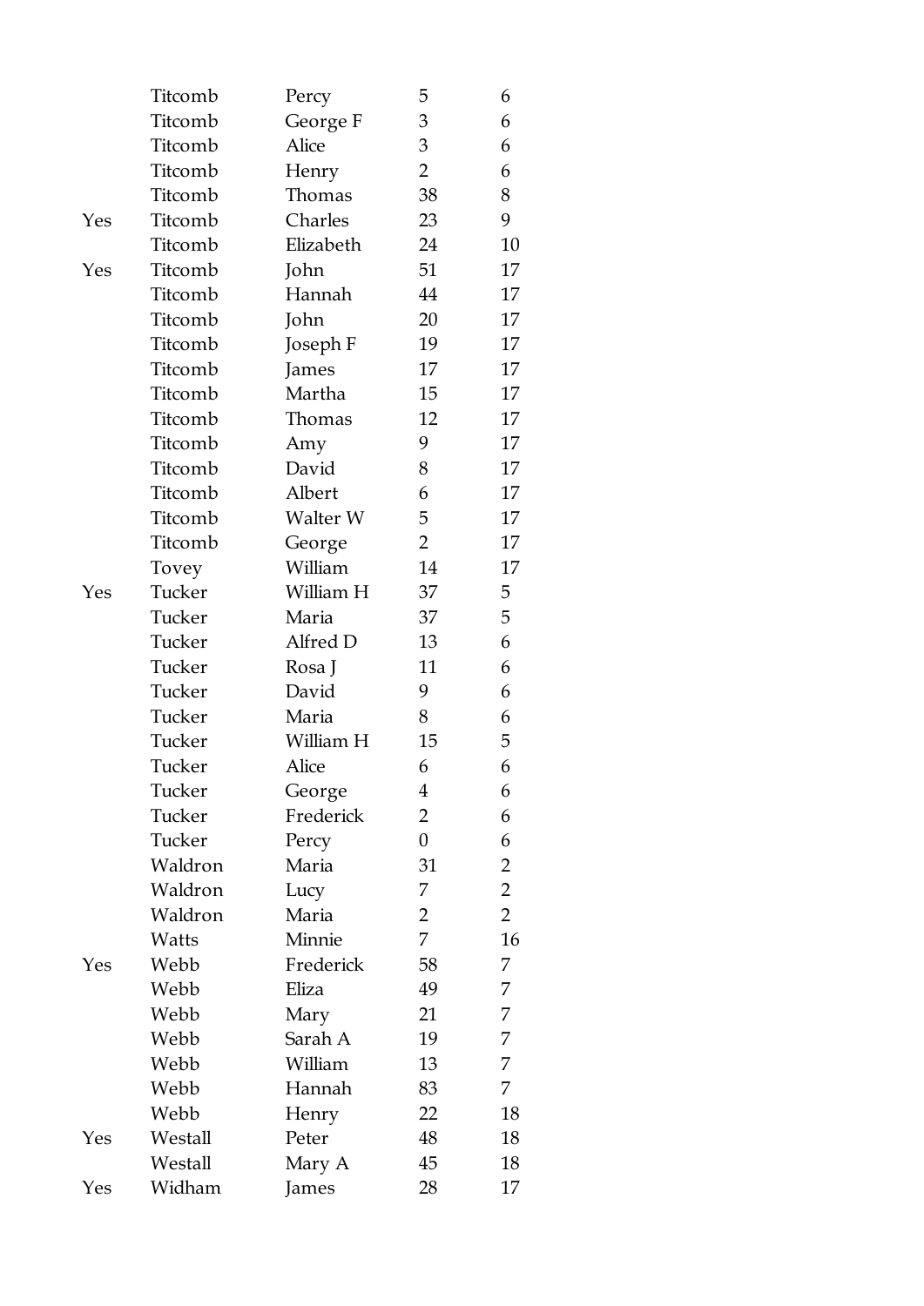| | | | | |
|---|---|---|---|---|
| | Titcomb | Percy | 5 | 6 |
| | Titcomb | George F | 3 | 6 |
| | Titcomb | Alice | 3 | 6 |
| | Titcomb | Henry | 2 | 6 |
| | Titcomb | Thomas | 38 | 8 |
| Yes | Titcomb | Charles | 23 | 9 |
| | Titcomb | Elizabeth | 24 | 10 |
| Yes | Titcomb | John | 51 | 17 |
| | Titcomb | Hannah | 44 | 17 |
| | Titcomb | John | 20 | 17 |
| | Titcomb | Joseph F | 19 | 17 |
| | Titcomb | James | 17 | 17 |
| | Titcomb | Martha | 15 | 17 |
| | Titcomb | Thomas | 12 | 17 |
| | Titcomb | Amy | 9 | 17 |
| | Titcomb | David | 8 | 17 |
| | Titcomb | Albert | 6 | 17 |
| | Titcomb | Walter W | 5 | 17 |
| | Titcomb | George | 2 | 17 |
| | Tovey | William | 14 | 17 |
| Yes | Tucker | William H | 37 | 5 |
| | Tucker | Maria | 37 | 5 |
| | Tucker | Alfred D | 13 | 6 |
| | Tucker | Rosa J | 11 | 6 |
| | Tucker | David | 9 | 6 |
| | Tucker | Maria | 8 | 6 |
| | Tucker | William H | 15 | 5 |
| | Tucker | Alice | 6 | 6 |
| | Tucker | George | 4 | 6 |
| | Tucker | Frederick | 2 | 6 |
| | Tucker | Percy | 0 | 6 |
| | Waldron | Maria | 31 | 2 |
| | Waldron | Lucy | 7 | 2 |
| | Waldron | Maria | 2 | 2 |
| | Watts | Minnie | 7 | 16 |
| Yes | Webb | Frederick | 58 | 7 |
| | Webb | Eliza | 49 | 7 |
| | Webb | Mary | 21 | 7 |
| | Webb | Sarah A | 19 | 7 |
| | Webb | William | 13 | 7 |
| | Webb | Hannah | 83 | 7 |
| | Webb | Henry | 22 | 18 |
| Yes | Westall | Peter | 48 | 18 |
| | Westall | Mary A | 45 | 18 |
| Yes | Widham | James | 28 | 17 |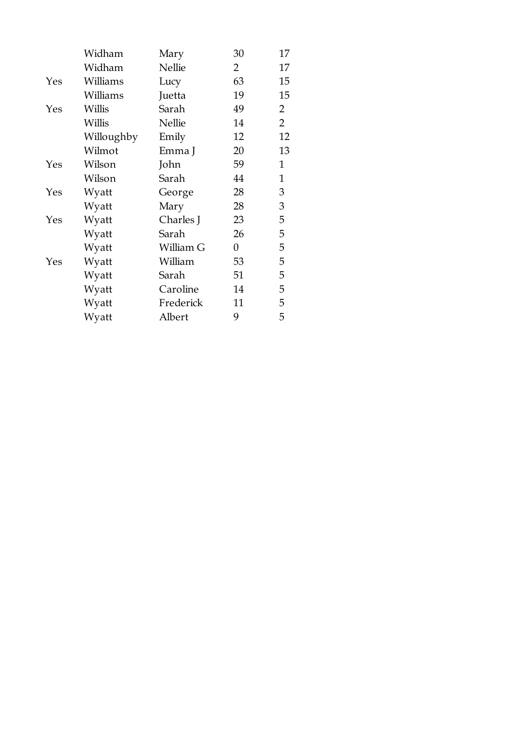| | | | | |
|---|---|---|---|---|
| | Widham | Mary | 30 | 17 |
| | Widham | Nellie | 2 | 17 |
| Yes | Williams | Lucy | 63 | 15 |
| | Williams | Juetta | 19 | 15 |
| Yes | Willis | Sarah | 49 | 2 |
| | Willis | Nellie | 14 | 2 |
| | Willoughby | Emily | 12 | 12 |
| | Wilmot | Emma J | 20 | 13 |
| Yes | Wilson | John | 59 | 1 |
| | Wilson | Sarah | 44 | 1 |
| Yes | Wyatt | George | 28 | 3 |
| | Wyatt | Mary | 28 | 3 |
| Yes | Wyatt | Charles J | 23 | 5 |
| | Wyatt | Sarah | 26 | 5 |
| | Wyatt | William G | 0 | 5 |
| Yes | Wyatt | William | 53 | 5 |
| | Wyatt | Sarah | 51 | 5 |
| | Wyatt | Caroline | 14 | 5 |
| | Wyatt | Frederick | 11 | 5 |
| | Wyatt | Albert | 9 | 5 |